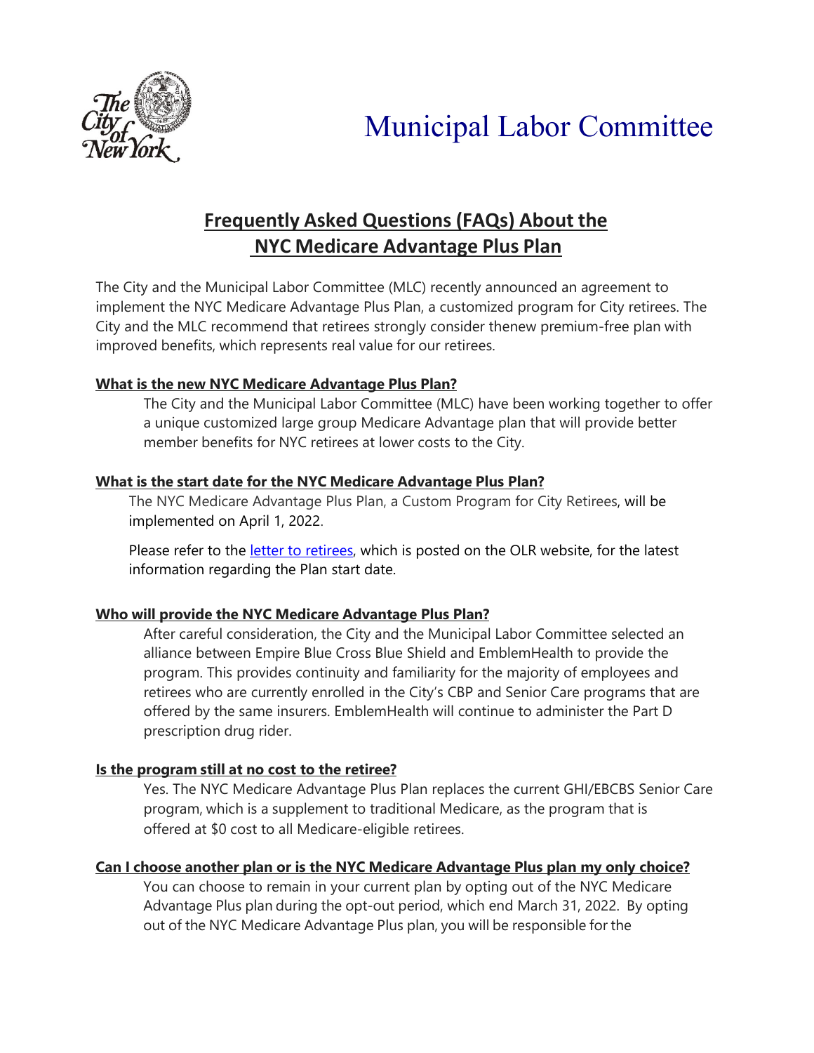# Municipal Labor Committee

## Frequently Asked Questions (FAQs) About the NYC Medicare Advantage Plus Plan

The City and the Municipal Labor Committee (MLC) recently announced an agreement to implement the NYC Medicare Advantage Plus Plan, a customized program for City retirees. The City and the MLC recommend that retirees strongly consider thenew premium-free plan with improved benefits, which represents real value for our retirees.

**What is the new NYC Medicare Advantage Plus Plan?**

The City and the Municipal Labor Committee (MLC) have been working together to offer a unique customized large group Medicare Advantage plan that will provide better member benefits for NYC retirees at lower costs to the City.

**What is the start date for the NYC Medicare Advantage Plus Plan?**

The NYC Medicare Advantage Plus Plan, a Custom Program for City Retirees, will be implemented on April 1, 2022.

Please refer to the letter to retirees, which is posted on the OLR website, for the latest information regarding the Plan start date.

**Who will provide the NYC Medicare Advantage Plus Plan?**

After careful consideration, the City and the Municipal Labor Committee selected an alliance between Empire Blue Cross Blue Shield and EmblemHealth to provide the program. This provides continuity and familiarity for the majority of employees and retirees who are currently enrolled in the City's CBP and Senior Care programs that are offered by the same insurers. EmblemHealth will continue to administer the Part D prescription drug rider.

**Is the program still at no cost to the retiree?**

Yes. The NYC Medicare Advantage Plus Plan replaces the current GHI/EBCBS Senior Care program, which is a supplement to traditional Medicare, as the program that is offered at $0 cost to all Medicare-eligible retirees.

**Can I choose another plan or is the NYC Medicare Advantage Plus plan my only choice?**

You can choose to remain in your current plan by opting out of the NYC Medicare Advantage Plus plan during the opt-out period, which end March 31, 2022. By opting out of the NYC Medicare Advantage Plus plan, you will be responsible for the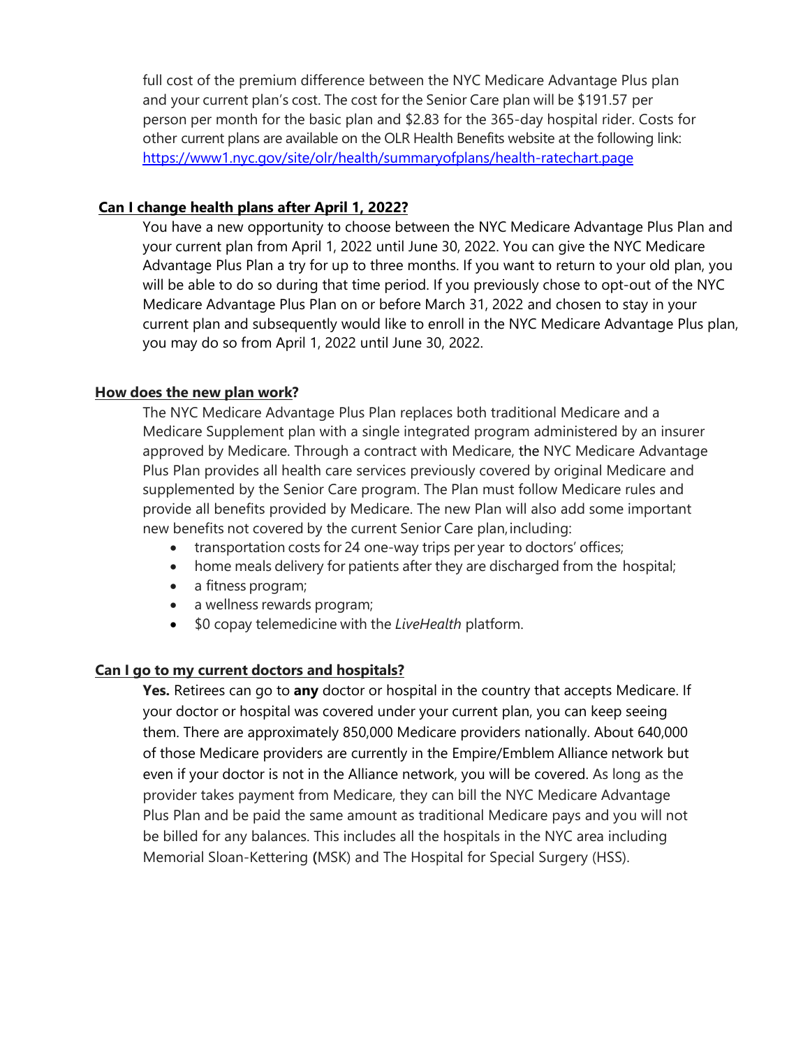full cost of the premium difference between the NYC Medicare Advantage Plus plan and your current plan's cost. The cost for the Senior Care plan will be $191.57 per person per month for the basic plan and $2.83 for the 365-day hospital rider. Costs for other current plans are available on the OLR Health Benefits website at the following link: [https://www1.nyc.gov/site/olr/health/summaryofplans/health-ratechart.page](https://www1.nyc.gov/site/olr/health/summaryofplans/health-ratechart.page)

**Can I change health plans after April 1, 2022?**

You have a new opportunity to choose between the NYC Medicare Advantage Plus Plan and your current plan from April 1, 2022 until June 30, 2022. You can give the NYC Medicare Advantage Plus Plan a try for up to three months. If you want to return to your old plan, you will be able to do so during that time period. If you previously chose to opt-out of the NYC Medicare Advantage Plus Plan on or before March 31, 2022 and chosen to stay in your current plan and subsequently would like to enroll in the NYC Medicare Advantage Plus plan, you may do so from April 1, 2022 until June 30, 2022.

**How does the new plan work?**

The NYC Medicare Advantage Plus Plan replaces both traditional Medicare and a Medicare Supplement plan with a single integrated program administered by an insurer approved by Medicare. Through a contract with Medicare, the NYC Medicare Advantage Plus Plan provides all health care services previously covered by original Medicare and supplemented by the Senior Care program. The Plan must follow Medicare rules and provide all benefits provided by Medicare. The new Plan will also add some important new benefits not covered by the current Senior Care plan, including:

- transportation costs for 24 one-way trips per year to doctors' offices;
- home meals delivery for patients after they are discharged from the hospital;
- a fitness program;
- a wellness rewards program;
- $0 copay telemedicine with the *LiveHealth* platform.

**Can I go to my current doctors and hospitals?**

**Yes.** Retirees can go to **any** doctor or hospital in the country that accepts Medicare. If your doctor or hospital was covered under your current plan, you can keep seeing them. There are approximately 850,000 Medicare providers nationally. About 640,000 of those Medicare providers are currently in the Empire/Emblem Alliance network but even if your doctor is not in the Alliance network, you will be covered. As long as the provider takes payment from Medicare, they can bill the NYC Medicare Advantage Plus Plan and be paid the same amount as traditional Medicare pays and you will not be billed for any balances. This includes all the hospitals in the NYC area including Memorial Sloan-Kettering (MSK) and The Hospital for Special Surgery (HSS).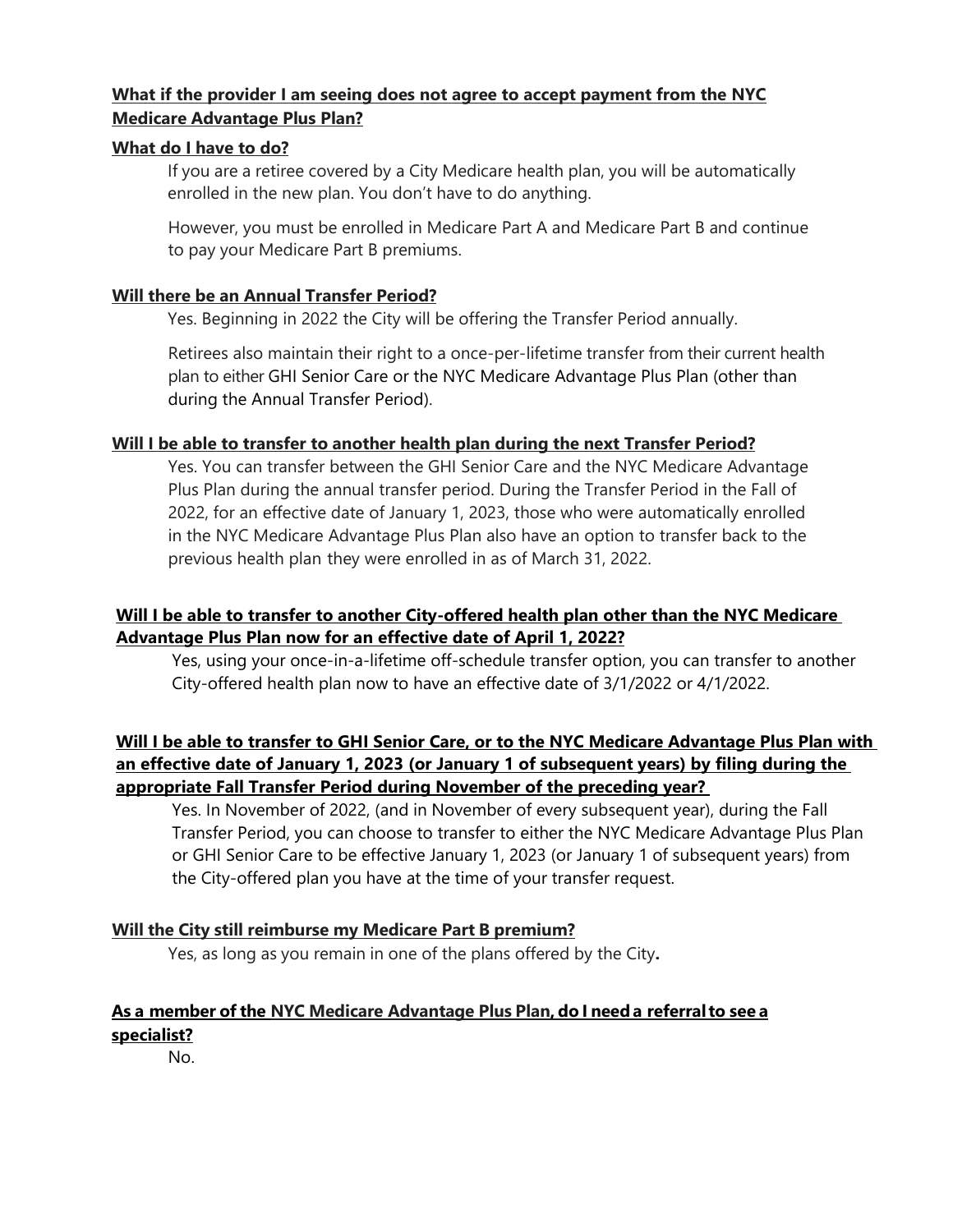**What if the provider I am seeing does not agree to accept payment from the NYC Medicare Advantage Plus Plan?**

**What do I have to do?**

If you are a retiree covered by a City Medicare health plan, you will be automatically enrolled in the new plan. You don't have to do anything.

However, you must be enrolled in Medicare Part A and Medicare Part B and continue to pay your Medicare Part B premiums.

**Will there be an Annual Transfer Period?**

Yes. Beginning in 2022 the City will be offering the Transfer Period annually.

Retirees also maintain their right to a once-per-lifetime transfer from their current health plan to either GHI Senior Care or the NYC Medicare Advantage Plus Plan (other than during the Annual Transfer Period).

**Will I be able to transfer to another health plan during the next Transfer Period?**

Yes. You can transfer between the GHI Senior Care and the NYC Medicare Advantage Plus Plan during the annual transfer period. During the Transfer Period in the Fall of 2022, for an effective date of January 1, 2023, those who were automatically enrolled in the NYC Medicare Advantage Plus Plan also have an option to transfer back to the previous health plan they were enrolled in as of March 31, 2022.

**Will I be able to transfer to another City-offered health plan other than the NYC Medicare Advantage Plus Plan now for an effective date of April 1, 2022?**

Yes, using your once-in-a-lifetime off-schedule transfer option, you can transfer to another City-offered health plan now to have an effective date of 3/1/2022 or 4/1/2022.

**Will I be able to transfer to GHI Senior Care, or to the NYC Medicare Advantage Plus Plan with an effective date of January 1, 2023 (or January 1 of subsequent years) by filing during the appropriate Fall Transfer Period during November of the preceding year?**

Yes. In November of 2022, (and in November of every subsequent year), during the Fall Transfer Period, you can choose to transfer to either the NYC Medicare Advantage Plus Plan or GHI Senior Care to be effective January 1, 2023 (or January 1 of subsequent years) from the City-offered plan you have at the time of your transfer request.

**Will the City still reimburse my Medicare Part B premium?**

Yes, as long as you remain in one of the plans offered by the City**.**

**As a member of the NYC Medicare Advantage Plus Plan, do I need a referral to see a specialist?**

No.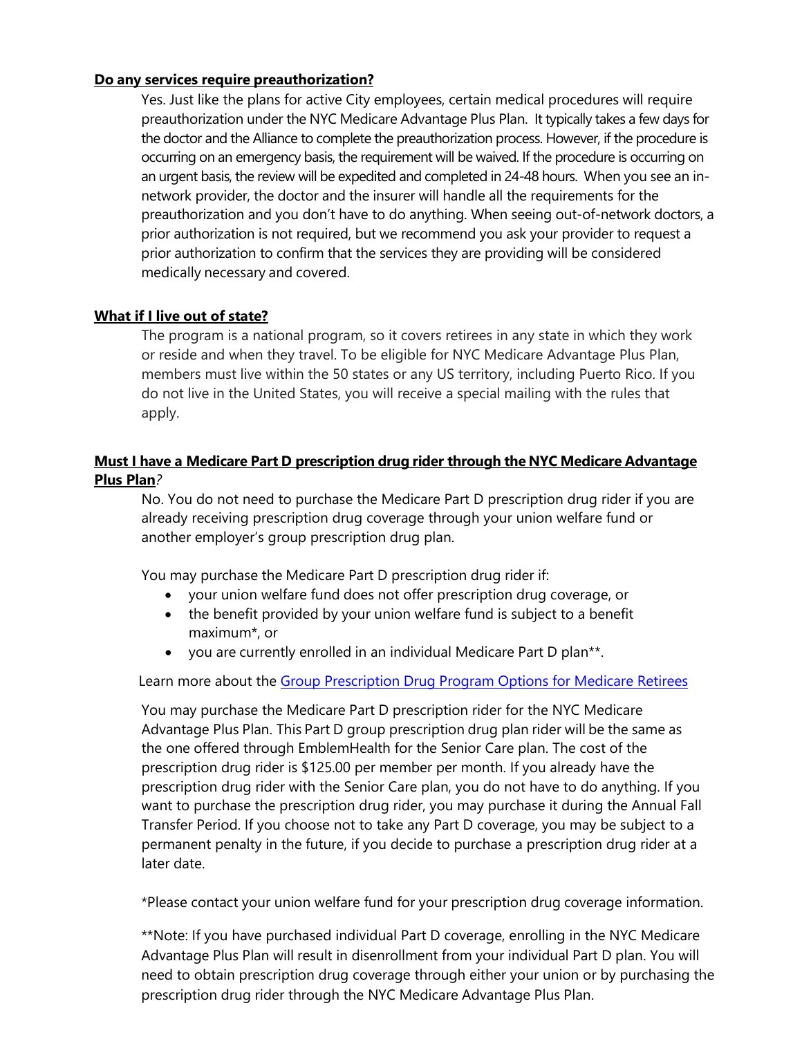**Do any services require preauthorization?**

Yes. Just like the plans for active City employees, certain medical procedures will require preauthorization under the NYC Medicare Advantage Plus Plan. It typically takes a few days for the doctor and the Alliance to complete the preauthorization process. However, if the procedure is occurring on an emergency basis, the requirement will be waived. If the procedure is occurring on an urgent basis, the review will be expedited and completed in 24-48 hours. When you see an in-network provider, the doctor and the insurer will handle all the requirements for the preauthorization and you don't have to do anything. When seeing out-of-network doctors, a prior authorization is not required, but we recommend you ask your provider to request a prior authorization to confirm that the services they are providing will be considered medically necessary and covered.

**What if I live out of state?**

The program is a national program, so it covers retirees in any state in which they work or reside and when they travel. To be eligible for NYC Medicare Advantage Plus Plan, members must live within the 50 states or any US territory, including Puerto Rico. If you do not live in the United States, you will receive a special mailing with the rules that apply.

**Must I have a Medicare Part D prescription drug rider through the NYC Medicare Advantage Plus Plan?**

No. You do not need to purchase the Medicare Part D prescription drug rider if you are already receiving prescription drug coverage through your union welfare fund or another employer's group prescription drug plan.

You may purchase the Medicare Part D prescription drug rider if:

- your union welfare fund does not offer prescription drug coverage, or
- the benefit provided by your union welfare fund is subject to a benefit maximum*, or
- you are currently enrolled in an individual Medicare Part D plan**.

Learn more about the [Group Prescription Drug Program Options for Medicare Retirees]

You may purchase the Medicare Part D prescription rider for the NYC Medicare Advantage Plus Plan. This Part D group prescription drug plan rider will be the same as the one offered through EmblemHealth for the Senior Care plan. The cost of the prescription drug rider is $125.00 per member per month. If you already have the prescription drug rider with the Senior Care plan, you do not have to do anything. If you want to purchase the prescription drug rider, you may purchase it during the Annual Fall Transfer Period. If you choose not to take any Part D coverage, you may be subject to a permanent penalty in the future, if you decide to purchase a prescription drug rider at a later date.

*Please contact your union welfare fund for your prescription drug coverage information.

**Note: If you have purchased individual Part D coverage, enrolling in the NYC Medicare Advantage Plus Plan will result in disenrollment from your individual Part D plan. You will need to obtain prescription drug coverage through either your union or by purchasing the prescription drug rider through the NYC Medicare Advantage Plus Plan.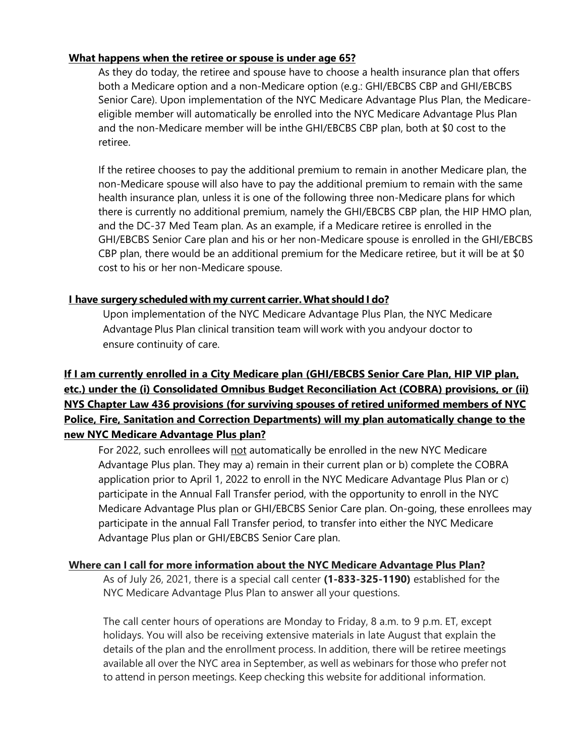**What happens when the retiree or spouse is under age 65?**

As they do today, the retiree and spouse have to choose a health insurance plan that offers both a Medicare option and a non-Medicare option (e.g.: GHI/EBCBS CBP and GHI/EBCBS Senior Care). Upon implementation of the NYC Medicare Advantage Plus Plan, the Medicare-eligible member will automatically be enrolled into the NYC Medicare Advantage Plus Plan and the non-Medicare member will be inthe GHI/EBCBS CBP plan, both at $0 cost to the retiree.

If the retiree chooses to pay the additional premium to remain in another Medicare plan, the non-Medicare spouse will also have to pay the additional premium to remain with the same health insurance plan, unless it is one of the following three non-Medicare plans for which there is currently no additional premium, namely the GHI/EBCBS CBP plan, the HIP HMO plan, and the DC-37 Med Team plan. As an example, if a Medicare retiree is enrolled in the GHI/EBCBS Senior Care plan and his or her non-Medicare spouse is enrolled in the GHI/EBCBS CBP plan, there would be an additional premium for the Medicare retiree, but it will be at $0 cost to his or her non-Medicare spouse.

**I have surgery scheduled with my current carrier. What should I do?**

Upon implementation of the NYC Medicare Advantage Plus Plan, the NYC Medicare Advantage Plus Plan clinical transition team will work with you andyour doctor to ensure continuity of care.

**If I am currently enrolled in a City Medicare plan (GHI/EBCBS Senior Care Plan, HIP VIP plan, etc.) under the (i) Consolidated Omnibus Budget Reconciliation Act (COBRA) provisions, or (ii) NYS Chapter Law 436 provisions (for surviving spouses of retired uniformed members of NYC Police, Fire, Sanitation and Correction Departments) will my plan automatically change to the new NYC Medicare Advantage Plus plan?**

For 2022, such enrollees will not automatically be enrolled in the new NYC Medicare Advantage Plus plan. They may a) remain in their current plan or b) complete the COBRA application prior to April 1, 2022 to enroll in the NYC Medicare Advantage Plus Plan or c) participate in the Annual Fall Transfer period, with the opportunity to enroll in the NYC Medicare Advantage Plus plan or GHI/EBCBS Senior Care plan. On-going, these enrollees may participate in the annual Fall Transfer period, to transfer into either the NYC Medicare Advantage Plus plan or GHI/EBCBS Senior Care plan.

**Where can I call for more information about the NYC Medicare Advantage Plus Plan?**

As of July 26, 2021, there is a special call center **(1-833-325-1190)** established for the NYC Medicare Advantage Plus Plan to answer all your questions.

The call center hours of operations are Monday to Friday, 8 a.m. to 9 p.m. ET, except holidays. You will also be receiving extensive materials in late August that explain the details of the plan and the enrollment process. In addition, there will be retiree meetings available all over the NYC area in September, as well as webinars for those who prefer not to attend in person meetings. Keep checking this website for additional information.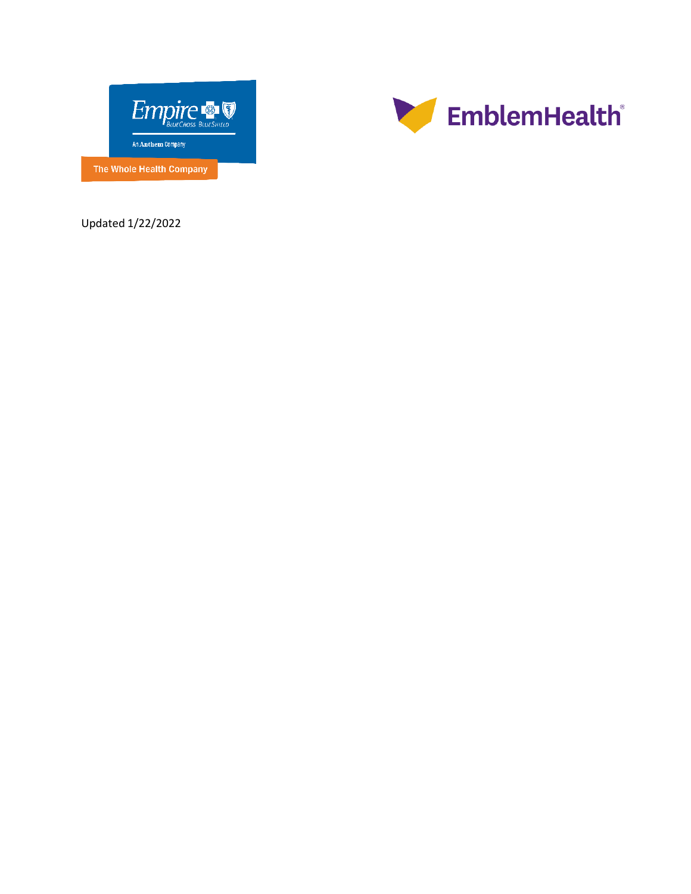Empire BlueCross BlueShield

An Anthem Company

The Whole Health Company

EmblemHealth®

Updated 1/22/2022